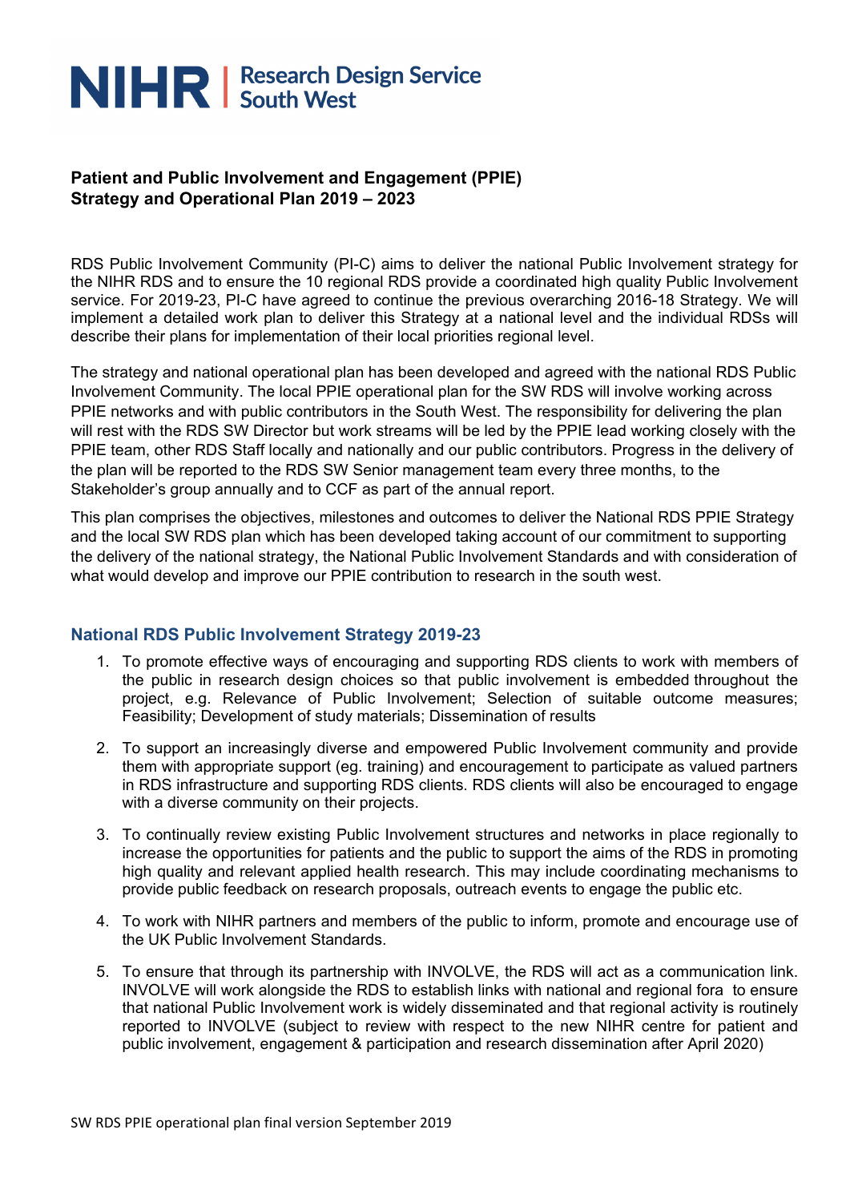NIHR | Research Design Service South West

**Patient and Public Involvement and Engagement (PPIE) Strategy and Operational Plan 2019 – 2023**

RDS Public Involvement Community (PI-C) aims to deliver the national Public Involvement strategy for the NIHR RDS and to ensure the 10 regional RDS provide a coordinated high quality Public Involvement service. For 2019-23, PI-C have agreed to continue the previous overarching 2016-18 Strategy. We will implement a detailed work plan to deliver this Strategy at a national level and the individual RDSs will describe their plans for implementation of their local priorities regional level.

The strategy and national operational plan has been developed and agreed with the national RDS Public Involvement Community. The local PPIE operational plan for the SW RDS will involve working across PPIE networks and with public contributors in the South West. The responsibility for delivering the plan will rest with the RDS SW Director but work streams will be led by the PPIE lead working closely with the PPIE team, other RDS Staff locally and nationally and our public contributors. Progress in the delivery of the plan will be reported to the RDS SW Senior management team every three months, to the Stakeholder's group annually and to CCF as part of the annual report.

This plan comprises the objectives, milestones and outcomes to deliver the National RDS PPIE Strategy and the local SW RDS plan which has been developed taking account of our commitment to supporting the delivery of the national strategy, the National Public Involvement Standards and with consideration of what would develop and improve our PPIE contribution to research in the south west.

## National RDS Public Involvement Strategy 2019-23

1. To promote effective ways of encouraging and supporting RDS clients to work with members of the public in research design choices so that public involvement is embedded throughout the project, e.g. Relevance of Public Involvement; Selection of suitable outcome measures; Feasibility; Development of study materials; Dissemination of results
2. To support an increasingly diverse and empowered Public Involvement community and provide them with appropriate support (eg. training) and encouragement to participate as valued partners in RDS infrastructure and supporting RDS clients. RDS clients will also be encouraged to engage with a diverse community on their projects.
3. To continually review existing Public Involvement structures and networks in place regionally to increase the opportunities for patients and the public to support the aims of the RDS in promoting high quality and relevant applied health research. This may include coordinating mechanisms to provide public feedback on research proposals, outreach events to engage the public etc.
4. To work with NIHR partners and members of the public to inform, promote and encourage use of the UK Public Involvement Standards.
5. To ensure that through its partnership with INVOLVE, the RDS will act as a communication link. INVOLVE will work alongside the RDS to establish links with national and regional fora to ensure that national Public Involvement work is widely disseminated and that regional activity is routinely reported to INVOLVE (subject to review with respect to the new NIHR centre for patient and public involvement, engagement & participation and research dissemination after April 2020)

SW RDS PPIE operational plan final version September 2019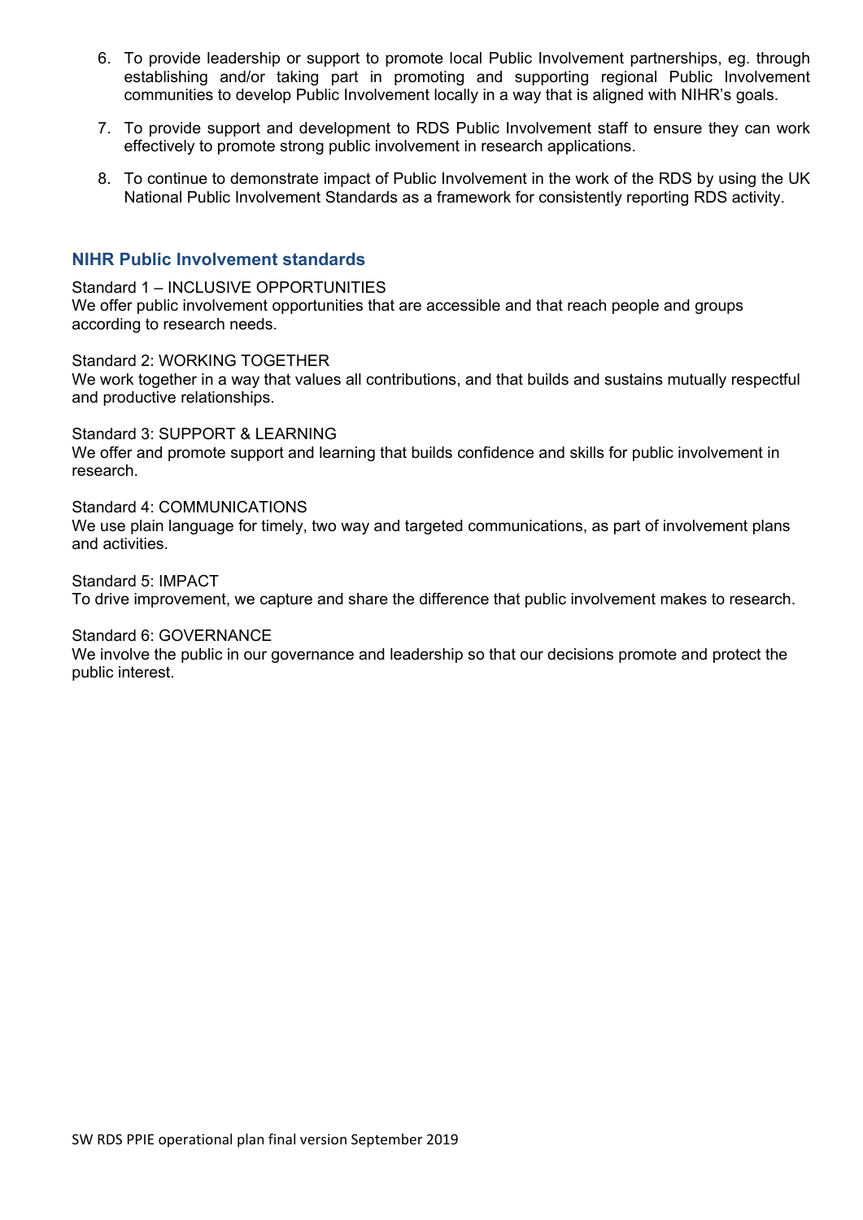6. To provide leadership or support to promote local Public Involvement partnerships, eg. through establishing and/or taking part in promoting and supporting regional Public Involvement communities to develop Public Involvement locally in a way that is aligned with NIHR's goals.

7. To provide support and development to RDS Public Involvement staff to ensure they can work effectively to promote strong public involvement in research applications.

8. To continue to demonstrate impact of Public Involvement in the work of the RDS by using the UK National Public Involvement Standards as a framework for consistently reporting RDS activity.

## NIHR Public Involvement standards

Standard 1 – INCLUSIVE OPPORTUNITIES
We offer public involvement opportunities that are accessible and that reach people and groups according to research needs.

Standard 2: WORKING TOGETHER
We work together in a way that values all contributions, and that builds and sustains mutually respectful and productive relationships.

Standard 3: SUPPORT & LEARNING
We offer and promote support and learning that builds confidence and skills for public involvement in research.

Standard 4: COMMUNICATIONS
We use plain language for timely, two way and targeted communications, as part of involvement plans and activities.

Standard 5: IMPACT
To drive improvement, we capture and share the difference that public involvement makes to research.

Standard 6: GOVERNANCE
We involve the public in our governance and leadership so that our decisions promote and protect the public interest.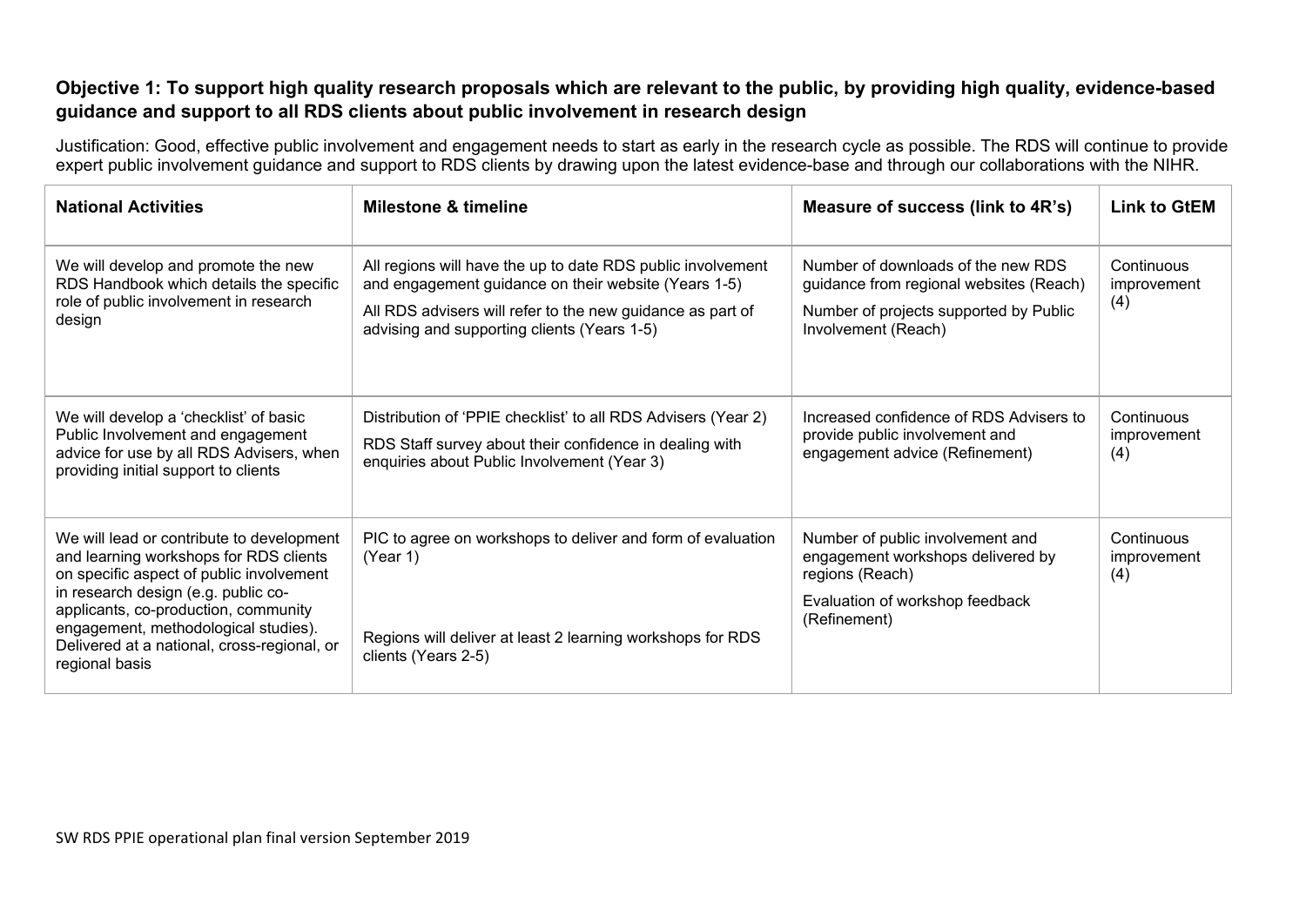**Objective 1: To support high quality research proposals which are relevant to the public, by providing high quality, evidence-based guidance and support to all RDS clients about public involvement in research design**

Justification: Good, effective public involvement and engagement needs to start as early in the research cycle as possible. The RDS will continue to provide expert public involvement guidance and support to RDS clients by drawing upon the latest evidence-base and through our collaborations with the NIHR.

| **National Activities** | **Milestone & timeline** | **Measure of success (link to 4R's)** | **Link to GtEM** |
|---|---|---|---|
| We will develop and promote the new RDS Handbook which details the specific role of public involvement in research design | All regions will have the up to date RDS public involvement and engagement guidance on their website (Years 1-5)<br><br>All RDS advisers will refer to the new guidance as part of advising and supporting clients (Years 1-5) | Number of downloads of the new RDS guidance from regional websites (Reach)<br><br>Number of projects supported by Public Involvement (Reach) | Continuous improvement (4) |
| We will develop a 'checklist' of basic Public Involvement and engagement advice for use by all RDS Advisers, when providing initial support to clients | Distribution of 'PPIE checklist' to all RDS Advisers (Year 2)<br><br>RDS Staff survey about their confidence in dealing with enquiries about Public Involvement (Year 3) | Increased confidence of RDS Advisers to provide public involvement and engagement advice (Refinement) | Continuous improvement (4) |
| We will lead or contribute to development and learning workshops for RDS clients on specific aspect of public involvement in research design (e.g. public co-applicants, co-production, community engagement, methodological studies). Delivered at a national, cross-regional, or regional basis | PIC to agree on workshops to deliver and form of evaluation (Year 1)<br><br>Regions will deliver at least 2 learning workshops for RDS clients (Years 2-5) | Number of public involvement and engagement workshops delivered by regions (Reach)<br><br>Evaluation of workshop feedback (Refinement) | Continuous improvement (4) |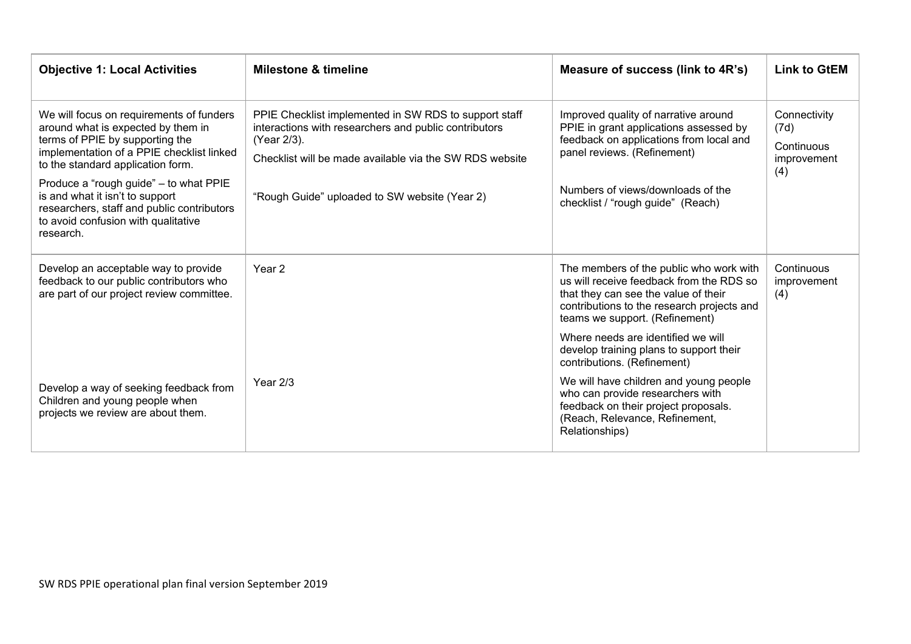| Objective 1: Local Activities | Milestone & timeline | Measure of success (link to 4R's) | Link to GtEM |
|---|---|---|---|
| We will focus on requirements of funders around what is expected by them in terms of PPIE by supporting the implementation of a PPIE checklist linked to the standard application form.<br><br>Produce a "rough guide" – to what PPIE is and what it isn't to support researchers, staff and public contributors to avoid confusion with qualitative research. | PPIE Checklist implemented in SW RDS to support staff interactions with researchers and public contributors (Year 2/3).<br><br>Checklist will be made available via the SW RDS website<br><br>"Rough Guide" uploaded to SW website (Year 2) | Improved quality of narrative around PPIE in grant applications assessed by feedback on applications from local and panel reviews. (Refinement)<br><br>Numbers of views/downloads of the checklist / "rough guide" (Reach) | Connectivity (7d)<br><br>Continuous improvement (4) |
| Develop an acceptable way to provide feedback to our public contributors who are part of our project review committee.<br><br>Develop a way of seeking feedback from Children and young people when projects we review are about them. | Year 2<br><br>Year 2/3 | The members of the public who work with us will receive feedback from the RDS so that they can see the value of their contributions to the research projects and teams we support. (Refinement)<br><br>Where needs are identified we will develop training plans to support their contributions. (Refinement)<br><br>We will have children and young people who can provide researchers with feedback on their project proposals. (Reach, Relevance, Refinement, Relationships) | Continuous improvement (4) |

SW RDS PPIE operational plan final version September 2019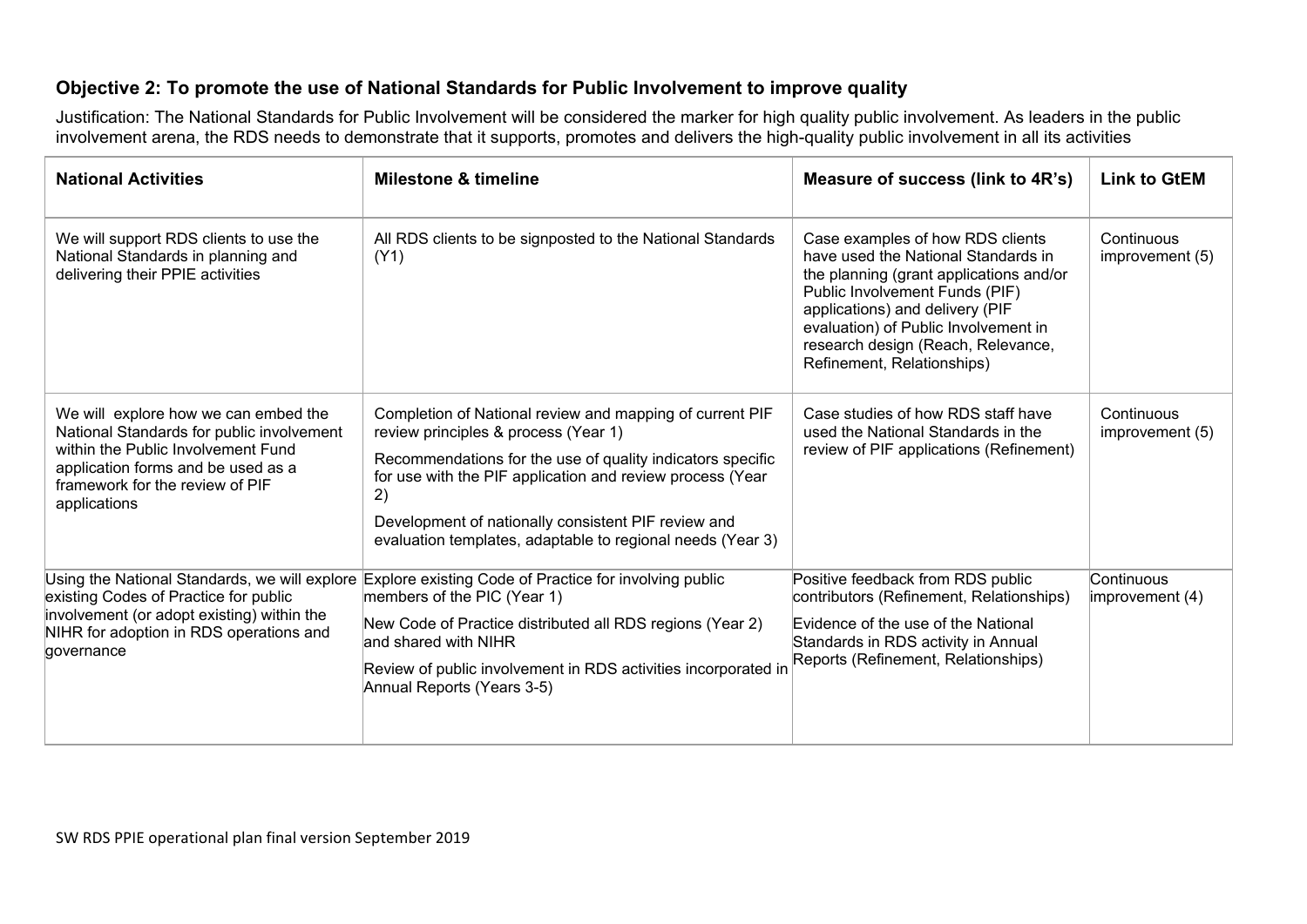## Objective 2: To promote the use of National Standards for Public Involvement to improve quality

Justification: The National Standards for Public Involvement will be considered the marker for high quality public involvement. As leaders in the public involvement arena, the RDS needs to demonstrate that it supports, promotes and delivers the high-quality public involvement in all its activities

| National Activities | Milestone & timeline | Measure of success (link to 4R's) | Link to GtEM |
|---|---|---|---|
| We will support RDS clients to use the National Standards in planning and delivering their PPIE activities | All RDS clients to be signposted to the National Standards (Y1) | Case examples of how RDS clients have used the National Standards in the planning (grant applications and/or Public Involvement Funds (PIF) applications) and delivery (PIF evaluation) of Public Involvement in research design (Reach, Relevance, Refinement, Relationships) | Continuous improvement (5) |
| We will explore how we can embed the National Standards for public involvement within the Public Involvement Fund application forms and be used as a framework for the review of PIF applications | Completion of National review and mapping of current PIF review principles & process (Year 1)<br><br>Recommendations for the use of quality indicators specific for use with the PIF application and review process (Year 2)<br><br>Development of nationally consistent PIF review and evaluation templates, adaptable to regional needs (Year 3) | Case studies of how RDS staff have used the National Standards in the review of PIF applications (Refinement) | Continuous improvement (5) |
| Using the National Standards, we will explore existing Codes of Practice for public involvement (or adopt existing) within the NIHR for adoption in RDS operations and governance | Explore existing Code of Practice for involving public members of the PIC (Year 1)<br><br>New Code of Practice distributed all RDS regions (Year 2) and shared with NIHR<br><br>Review of public involvement in RDS activities incorporated in Annual Reports (Years 3-5) | Positive feedback from RDS public contributors (Refinement, Relationships)<br><br>Evidence of the use of the National Standards in RDS activity in Annual Reports (Refinement, Relationships) | Continuous improvement (4) |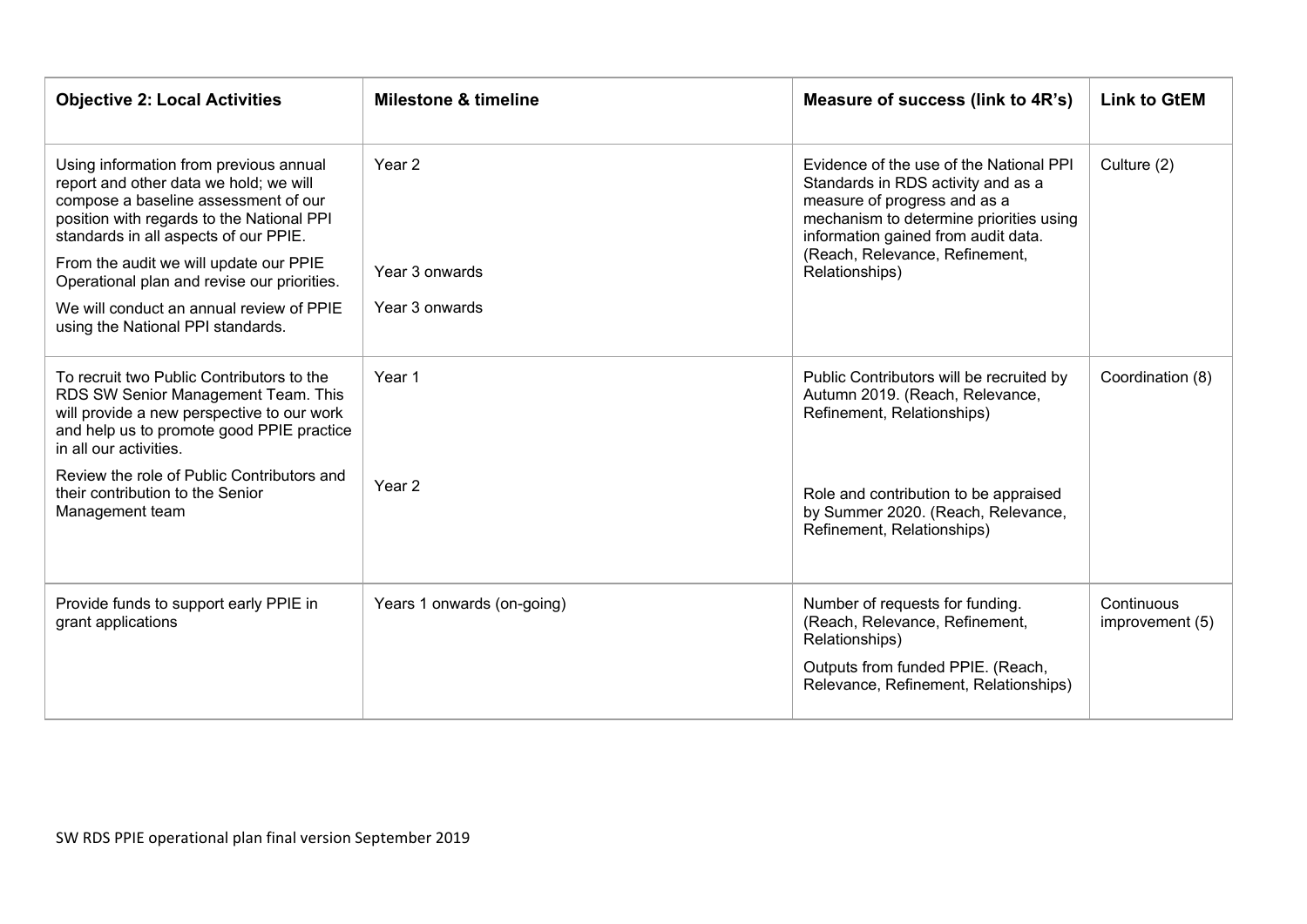| Objective 2: Local Activities | Milestone & timeline | Measure of success (link to 4R's) | Link to GtEM |
|---|---|---|---|
| Using information from previous annual report and other data we hold; we will compose a baseline assessment of our position with regards to the National PPI standards in all aspects of our PPIE.<br><br>From the audit we will update our PPIE Operational plan and revise our priorities.<br><br>We will conduct an annual review of PPIE using the National PPI standards. | Year 2<br><br>Year 3 onwards<br><br>Year 3 onwards | Evidence of the use of the National PPI Standards in RDS activity and as a measure of progress and as a mechanism to determine priorities using information gained from audit data. (Reach, Relevance, Refinement, Relationships) | Culture (2) |
| To recruit two Public Contributors to the RDS SW Senior Management Team. This will provide a new perspective to our work and help us to promote good PPIE practice in all our activities.<br><br>Review the role of Public Contributors and their contribution to the Senior Management team | Year 1<br><br>Year 2 | Public Contributors will be recruited by Autumn 2019. (Reach, Relevance, Refinement, Relationships)<br><br>Role and contribution to be appraised by Summer 2020. (Reach, Relevance, Refinement, Relationships) | Coordination (8) |
| Provide funds to support early PPIE in grant applications | Years 1 onwards (on-going) | Number of requests for funding. (Reach, Relevance, Refinement, Relationships)<br><br>Outputs from funded PPIE. (Reach, Relevance, Refinement, Relationships) | Continuous improvement (5) |

SW RDS PPIE operational plan final version September 2019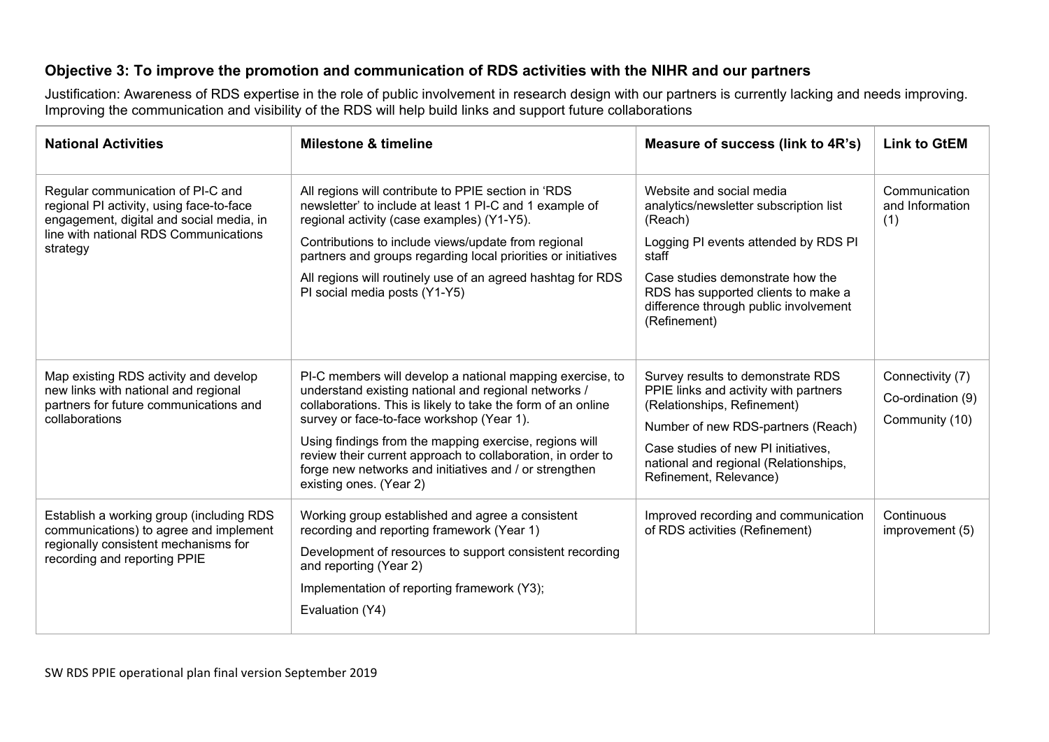### Objective 3: To improve the promotion and communication of RDS activities with the NIHR and our partners

Justification: Awareness of RDS expertise in the role of public involvement in research design with our partners is currently lacking and needs improving. Improving the communication and visibility of the RDS will help build links and support future collaborations

| National Activities | Milestone & timeline | Measure of success (link to 4R's) | Link to GtEM |
|---|---|---|---|
| Regular communication of PI-C and regional PI activity, using face-to-face engagement, digital and social media, in line with national RDS Communications strategy | All regions will contribute to PPIE section in 'RDS newsletter' to include at least 1 PI-C and 1 example of regional activity (case examples) (Y1-Y5).<br><br>Contributions to include views/update from regional partners and groups regarding local priorities or initiatives<br><br>All regions will routinely use of an agreed hashtag for RDS PI social media posts (Y1-Y5) | Website and social media analytics/newsletter subscription list (Reach)<br><br>Logging PI events attended by RDS PI staff<br><br>Case studies demonstrate how the RDS has supported clients to make a difference through public involvement (Refinement) | Communication and Information (1) |
| Map existing RDS activity and develop new links with national and regional partners for future communications and collaborations | PI-C members will develop a national mapping exercise, to understand existing national and regional networks / collaborations. This is likely to take the form of an online survey or face-to-face workshop (Year 1).<br><br>Using findings from the mapping exercise, regions will review their current approach to collaboration, in order to forge new networks and initiatives and / or strengthen existing ones. (Year 2) | Survey results to demonstrate RDS PPIE links and activity with partners (Relationships, Refinement)<br><br>Number of new RDS-partners (Reach)<br><br>Case studies of new PI initiatives, national and regional (Relationships, Refinement, Relevance) | Connectivity (7)<br><br>Co-ordination (9)<br><br>Community (10) |
| Establish a working group (including RDS communications) to agree and implement regionally consistent mechanisms for recording and reporting PPIE | Working group established and agree a consistent recording and reporting framework (Year 1)<br><br>Development of resources to support consistent recording and reporting (Year 2)<br><br>Implementation of reporting framework (Y3);<br><br>Evaluation (Y4) | Improved recording and communication of RDS activities (Refinement) | Continuous improvement (5) |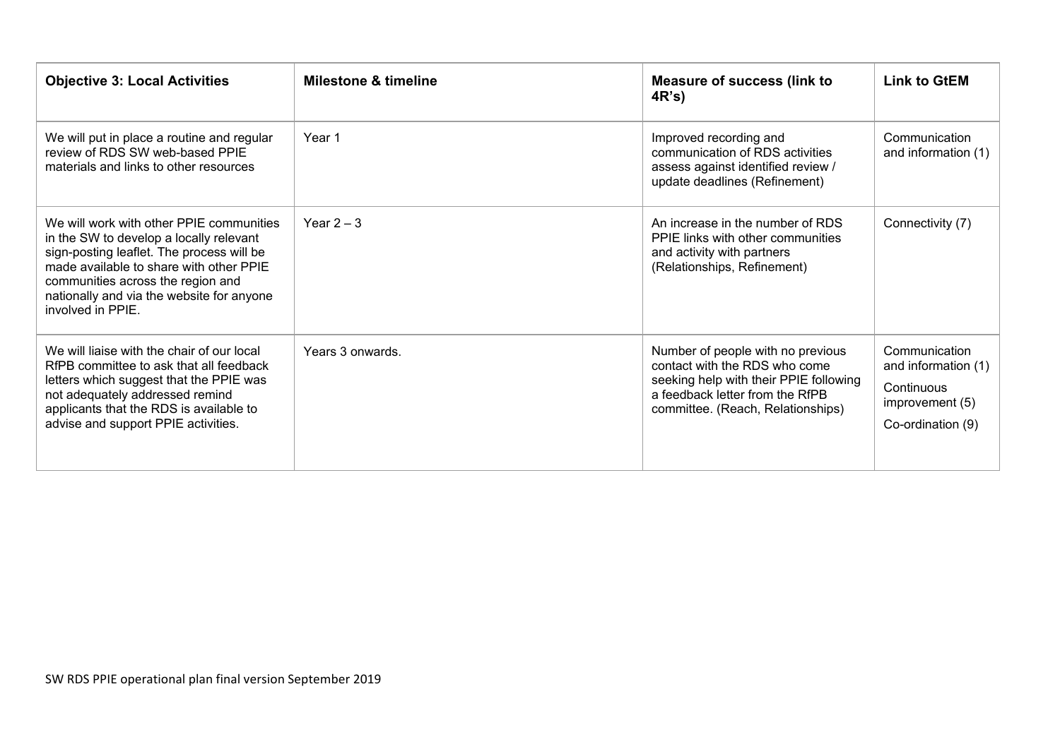| Objective 3: Local Activities | Milestone & timeline | Measure of success (link to 4R's) | Link to GtEM |
|---|---|---|---|
| We will put in place a routine and regular review of RDS SW web-based PPIE materials and links to other resources | Year 1 | Improved recording and communication of RDS activities assess against identified review / update deadlines (Refinement) | Communication and information (1) |
| We will work with other PPIE communities in the SW to develop a locally relevant sign-posting leaflet. The process will be made available to share with other PPIE communities across the region and nationally and via the website for anyone involved in PPIE. | Year 2 – 3 | An increase in the number of RDS PPIE links with other communities and activity with partners (Relationships, Refinement) | Connectivity (7) |
| We will liaise with the chair of our local RfPB committee to ask that all feedback letters which suggest that the PPIE was not adequately addressed remind applicants that the RDS is available to advise and support PPIE activities. | Years 3 onwards. | Number of people with no previous contact with the RDS who come seeking help with their PPIE following a feedback letter from the RfPB committee. (Reach, Relationships) | Communication and information (1)<br>Continuous improvement (5)<br>Co-ordination (9) |

SW RDS PPIE operational plan final version September 2019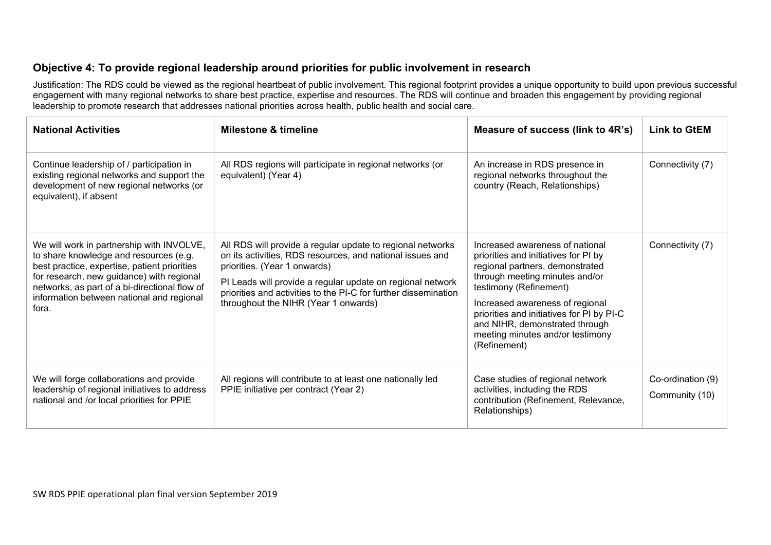### Objective 4: To provide regional leadership around priorities for public involvement in research

Justification: The RDS could be viewed as the regional heartbeat of public involvement. This regional footprint provides a unique opportunity to build upon previous successful engagement with many regional networks to share best practice, expertise and resources. The RDS will continue and broaden this engagement by providing regional leadership to promote research that addresses national priorities across health, public health and social care.

| National Activities | Milestone & timeline | Measure of success (link to 4R's) | Link to GtEM |
|---|---|---|---|
| Continue leadership of / participation in existing regional networks and support the development of new regional networks (or equivalent), if absent | All RDS regions will participate in regional networks (or equivalent) (Year 4) | An increase in RDS presence in regional networks throughout the country (Reach, Relationships) | Connectivity (7) |
| We will work in partnership with INVOLVE, to share knowledge and resources (e.g. best practice, expertise, patient priorities for research, new guidance) with regional networks, as part of a bi-directional flow of information between national and regional fora. | All RDS will provide a regular update to regional networks on its activities, RDS resources, and national issues and priorities. (Year 1 onwards)<br><br>PI Leads will provide a regular update on regional network priorities and activities to the PI-C for further dissemination throughout the NIHR (Year 1 onwards) | Increased awareness of national priorities and initiatives for PI by regional partners, demonstrated through meeting minutes and/or testimony (Refinement)<br><br>Increased awareness of regional priorities and initiatives for PI by PI-C and NIHR, demonstrated through meeting minutes and/or testimony (Refinement) | Connectivity (7) |
| We will forge collaborations and provide leadership of regional initiatives to address national and /or local priorities for PPIE | All regions will contribute to at least one nationally led PPIE initiative per contract (Year 2) | Case studies of regional network activities, including the RDS contribution (Refinement, Relevance, Relationships) | Co-ordination (9)<br>Community (10) |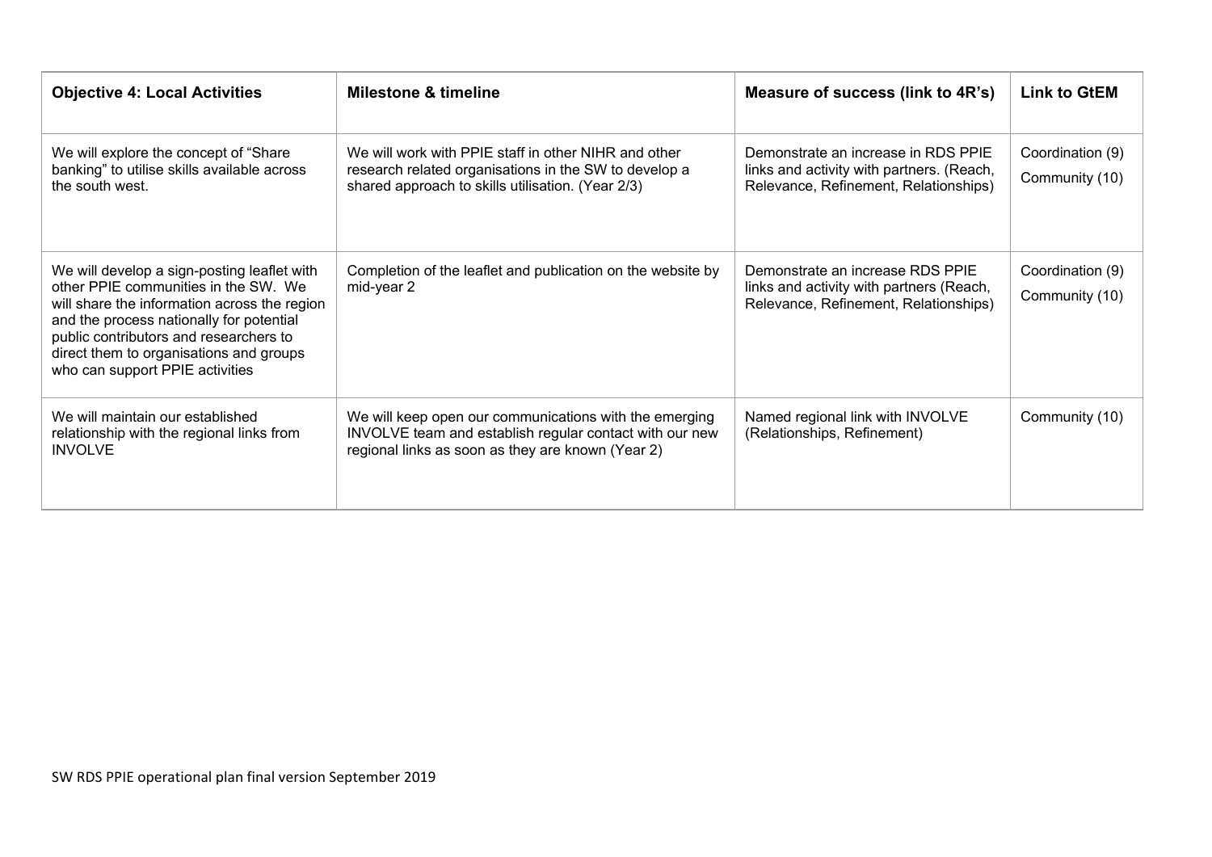| Objective 4: Local Activities | Milestone & timeline | Measure of success (link to 4R's) | Link to GtEM |
|---|---|---|---|
| We will explore the concept of "Share banking" to utilise skills available across the south west. | We will work with PPIE staff in other NIHR and other research related organisations in the SW to develop a shared approach to skills utilisation. (Year 2/3) | Demonstrate an increase in RDS PPIE links and activity with partners. (Reach, Relevance, Refinement, Relationships) | Coordination (9) Community (10) |
| We will develop a sign-posting leaflet with other PPIE communities in the SW. We will share the information across the region and the process nationally for potential public contributors and researchers to direct them to organisations and groups who can support PPIE activities | Completion of the leaflet and publication on the website by mid-year 2 | Demonstrate an increase RDS PPIE links and activity with partners (Reach, Relevance, Refinement, Relationships) | Coordination (9) Community (10) |
| We will maintain our established relationship with the regional links from INVOLVE | We will keep open our communications with the emerging INVOLVE team and establish regular contact with our new regional links as soon as they are known (Year 2) | Named regional link with INVOLVE (Relationships, Refinement) | Community (10) |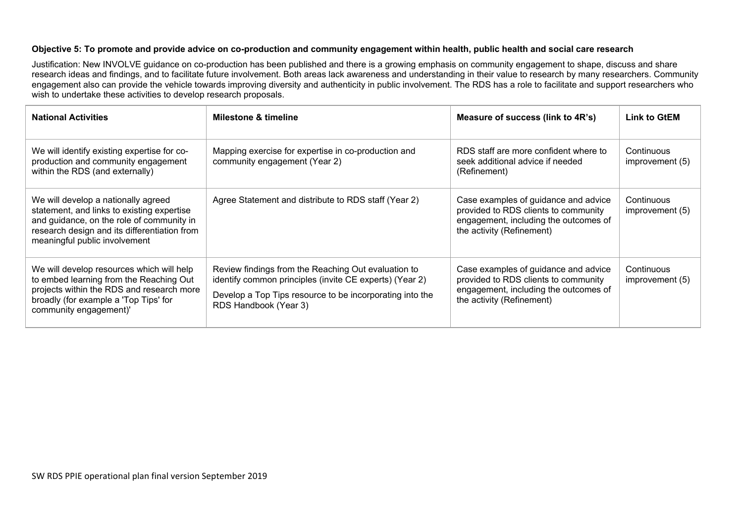**Objective 5: To promote and provide advice on co-production and community engagement within health, public health and social care research**

Justification: New INVOLVE guidance on co-production has been published and there is a growing emphasis on community engagement to shape, discuss and share research ideas and findings, and to facilitate future involvement. Both areas lack awareness and understanding in their value to research by many researchers. Community engagement also can provide the vehicle towards improving diversity and authenticity in public involvement. The RDS has a role to facilitate and support researchers who wish to undertake these activities to develop research proposals.

| National Activities | Milestone & timeline | Measure of success (link to 4R's) | Link to GtEM |
|---|---|---|---|
| We will identify existing expertise for co-production and community engagement within the RDS (and externally) | Mapping exercise for expertise in co-production and community engagement (Year 2) | RDS staff are more confident where to seek additional advice if needed (Refinement) | Continuous improvement (5) |
| We will develop a nationally agreed statement, and links to existing expertise and guidance, on the role of community in research design and its differentiation from meaningful public involvement | Agree Statement and distribute to RDS staff (Year 2) | Case examples of guidance and advice provided to RDS clients to community engagement, including the outcomes of the activity (Refinement) | Continuous improvement (5) |
| We will develop resources which will help to embed learning from the Reaching Out projects within the RDS and research more broadly (for example a 'Top Tips' for community engagement)' | Review findings from the Reaching Out evaluation to identify common principles (invite CE experts) (Year 2)<br><br>Develop a Top Tips resource to be incorporating into the RDS Handbook (Year 3) | Case examples of guidance and advice provided to RDS clients to community engagement, including the outcomes of the activity (Refinement) | Continuous improvement (5) |

SW RDS PPIE operational plan final version September 2019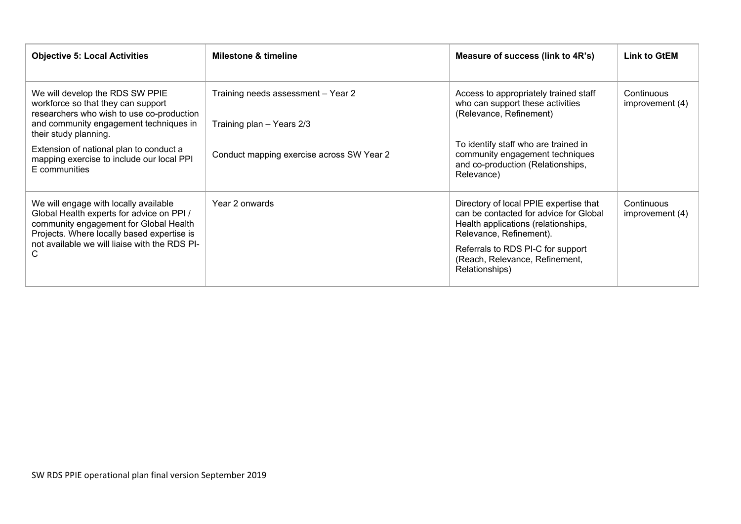| Objective 5: Local Activities | Milestone & timeline | Measure of success (link to 4R's) | Link to GtEM |
|---|---|---|---|
| We will develop the RDS SW PPIE workforce so that they can support researchers who wish to use co-production and community engagement techniques in their study planning.<br><br>Extension of national plan to conduct a mapping exercise to include our local PPI E communities | Training needs assessment – Year 2<br><br>Training plan – Years 2/3<br><br>Conduct mapping exercise across SW Year 2 | Access to appropriately trained staff who can support these activities (Relevance, Refinement)<br><br>To identify staff who are trained in community engagement techniques and co-production (Relationships, Relevance) | Continuous improvement (4) |
| We will engage with locally available Global Health experts for advice on PPI / community engagement for Global Health Projects. Where locally based expertise is not available we will liaise with the RDS PI-C | Year 2 onwards | Directory of local PPIE expertise that can be contacted for advice for Global Health applications (relationships, Relevance, Refinement).<br><br>Referrals to RDS PI-C for support (Reach, Relevance, Refinement, Relationships) | Continuous improvement (4) |

SW RDS PPIE operational plan final version September 2019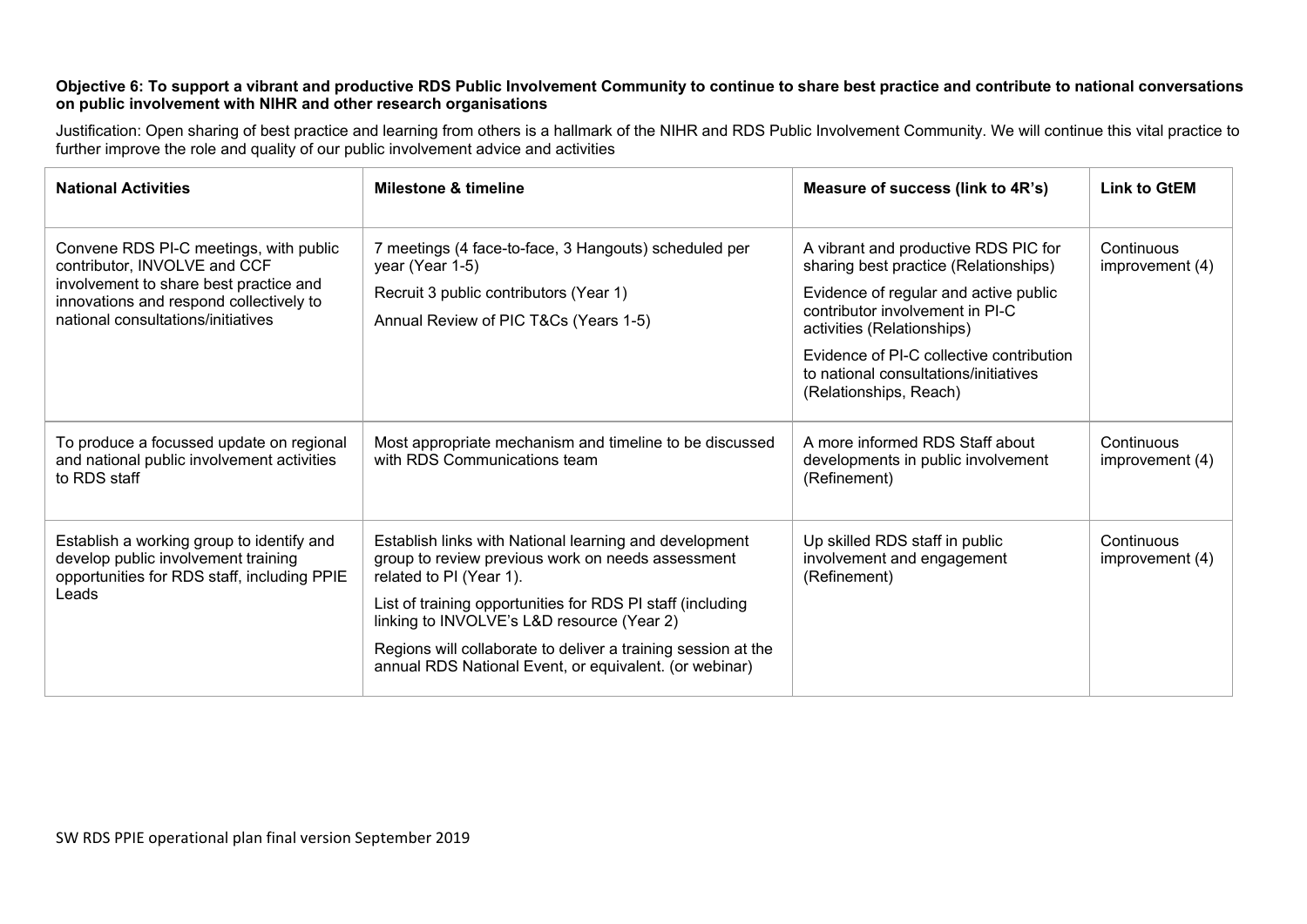**Objective 6: To support a vibrant and productive RDS Public Involvement Community to continue to share best practice and contribute to national conversations on public involvement with NIHR and other research organisations**

Justification: Open sharing of best practice and learning from others is a hallmark of the NIHR and RDS Public Involvement Community. We will continue this vital practice to further improve the role and quality of our public involvement advice and activities

| National Activities | Milestone & timeline | Measure of success (link to 4R's) | Link to GtEM |
|---|---|---|---|
| Convene RDS PI-C meetings, with public contributor, INVOLVE and CCF involvement to share best practice and innovations and respond collectively to national consultations/initiatives | 7 meetings (4 face-to-face, 3 Hangouts) scheduled per year (Year 1-5)<br>Recruit 3 public contributors (Year 1)<br>Annual Review of PIC T&Cs (Years 1-5) | A vibrant and productive RDS PIC for sharing best practice (Relationships)<br>Evidence of regular and active public contributor involvement in PI-C activities (Relationships)<br>Evidence of PI-C collective contribution to national consultations/initiatives (Relationships, Reach) | Continuous improvement (4) |
| To produce a focussed update on regional and national public involvement activities to RDS staff | Most appropriate mechanism and timeline to be discussed with RDS Communications team | A more informed RDS Staff about developments in public involvement (Refinement) | Continuous improvement (4) |
| Establish a working group to identify and develop public involvement training opportunities for RDS staff, including PPIE Leads | Establish links with National learning and development group to review previous work on needs assessment related to PI (Year 1).<br>List of training opportunities for RDS PI staff (including linking to INVOLVE's L&D resource (Year 2)<br>Regions will collaborate to deliver a training session at the annual RDS National Event, or equivalent. (or webinar) | Up skilled RDS staff in public involvement and engagement (Refinement) | Continuous improvement (4) |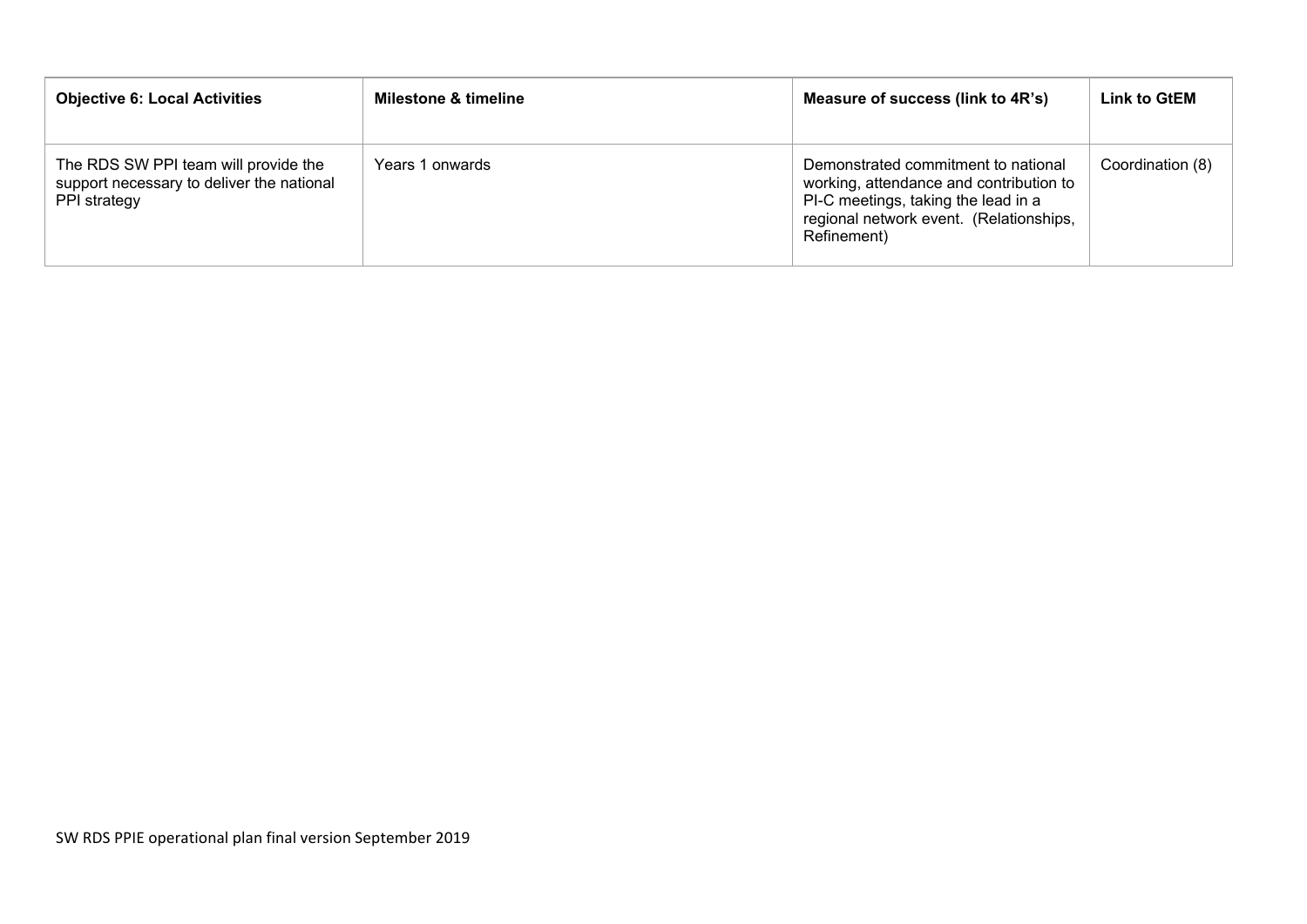| Objective 6: Local Activities | Milestone & timeline | Measure of success (link to 4R's) | Link to GtEM |
|---|---|---|---|
| The RDS SW PPI team will provide the support necessary to deliver the national PPI strategy | Years 1 onwards | Demonstrated commitment to national working, attendance and contribution to PI-C meetings, taking the lead in a regional network event. (Relationships, Refinement) | Coordination (8) |

SW RDS PPIE operational plan final version September 2019